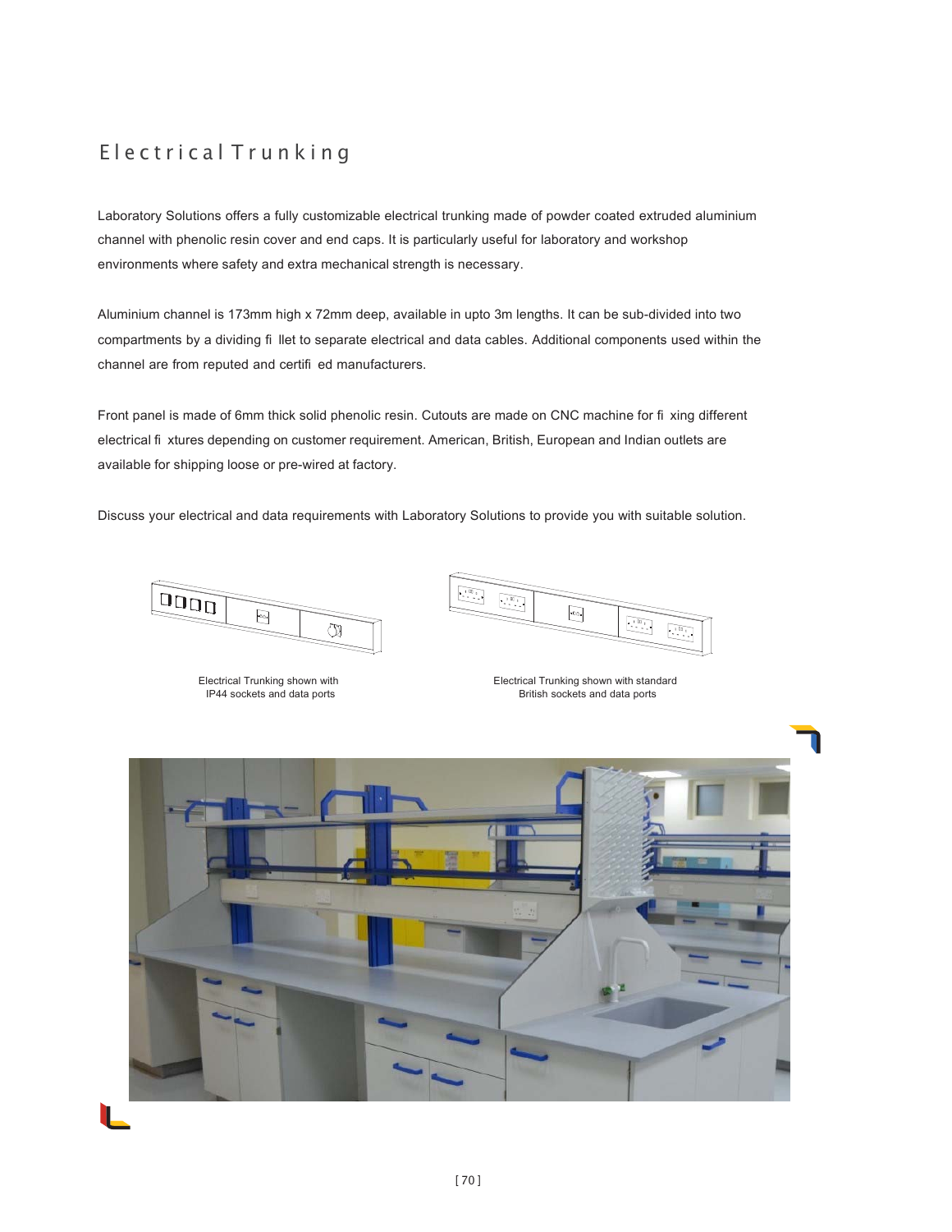# Electrical Trunking

Laboratory Solutions offers a fully customizable electrical trunking made of powder coated extruded aluminium channel with phenolic resin cover and end caps. It is particularly useful for laboratory and workshop environments where safety and extra mechanical strength is necessary.

Aluminium channel is 173mm high x 72mm deep, available in upto 3m lengths. It can be sub-divided into two compartments by a dividing fi llet to separate electrical and data cables. Additional components used within the channel are from reputed and certifi ed manufacturers.

Front panel is made of 6mm thick solid phenolic resin. Cutouts are made on CNC machine for fi xing different electrical fi xtures depending on customer requirement. American, British, European and Indian outlets are available for shipping loose or pre-wired at factory.

Discuss your electrical and data requirements with Laboratory Solutions to provide you with suitable solution.

Electrical Trunking shown with IP44 sockets and data ports

Electrical Trunking shown with standard British sockets and data ports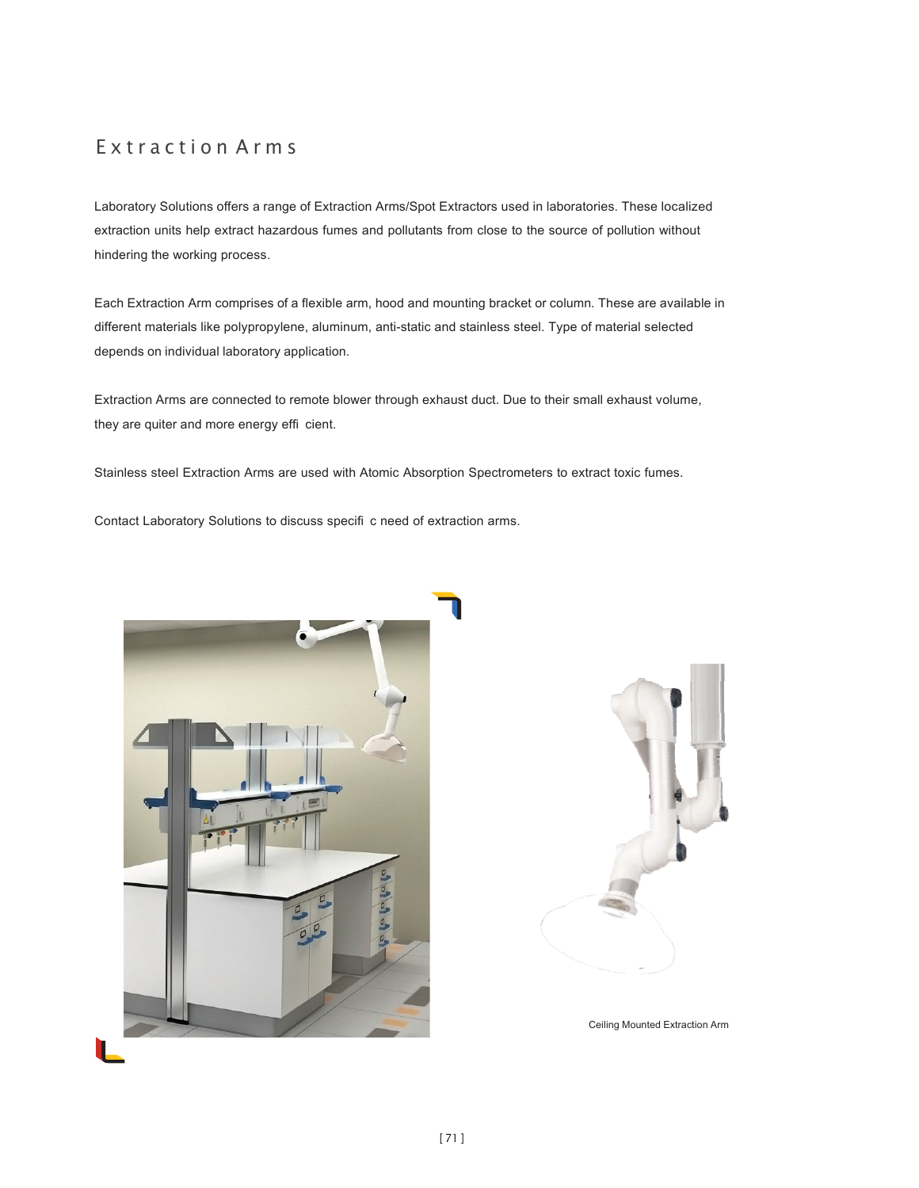# Extraction Arms

Laboratory Solutions offers a range of Extraction Arms/Spot Extractors used in laboratories. These localized extraction units help extract hazardous fumes and pollutants from close to the source of pollution without hindering the working process.

Each Extraction Arm comprises of a flexible arm, hood and mounting bracket or column. These are available in different materials like polypropylene, aluminum, anti-static and stainless steel. Type of material selected depends on individual laboratory application.

Extraction Arms are connected to remote blower through exhaust duct. Due to their small exhaust volume, they are quiter and more energy effi cient.

Stainless steel Extraction Arms are used with Atomic Absorption Spectrometers to extract toxic fumes.

Contact Laboratory Solutions to discuss specifi c need of extraction arms.

Ceiling Mounted Extraction Arm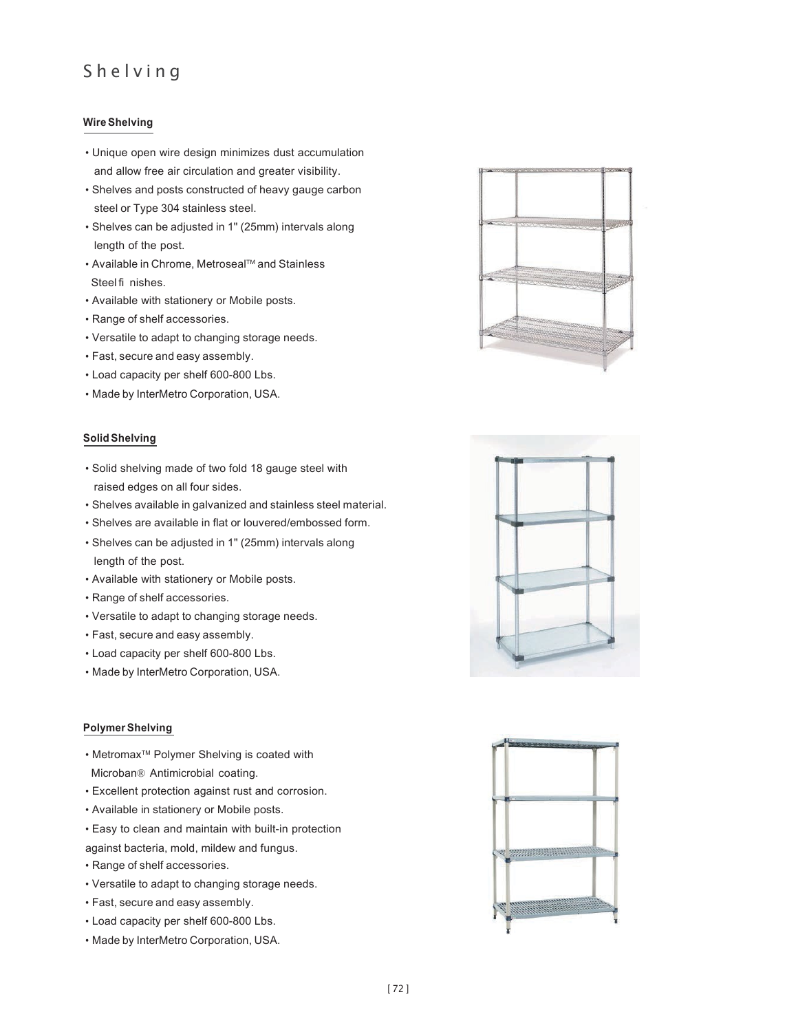# Shelving

## Wire Shelving

- Unique open wire design minimizes dust accumulation and allow free air circulation and greater visibility.
- Shelves and posts constructed of heavy gauge carbon steel or Type 304 stainless steel.
- Shelves can be adjusted in 1" (25mm) intervals along length of the post.
- Available in Chrome, Metroseal™ and Stainless Steel finishes.
- Available with stationery or Mobile posts.
- Range of shelf accessories.
- Versatile to adapt to changing storage needs.
- Fast, secure and easy assembly.
- Load capacity per shelf 600-800 Lbs.
- Made by InterMetro Corporation, USA.

## Solid Shelving

- Solid shelving made of two fold 18 gauge steel with raised edges on all four sides.
- Shelves available in galvanized and stainless steel material.
- Shelves are available in flat or louvered/embossed form.
- Shelves can be adjusted in 1" (25mm) intervals along length of the post.
- Available with stationery or Mobile posts.
- Range of shelf accessories.
- Versatile to adapt to changing storage needs.
- Fast, secure and easy assembly.
- Load capacity per shelf 600-800 Lbs.
- Made by InterMetro Corporation, USA.

## Polymer Shelving

- Metromax™ Polymer Shelving is coated with Microban® Antimicrobial coating.
- Excellent protection against rust and corrosion.
- Available in stationery or Mobile posts.
- Easy to clean and maintain with built-in protection against bacteria, mold, mildew and fungus.
- Range of shelf accessories.
- Versatile to adapt to changing storage needs.
- Fast, secure and easy assembly.
- Load capacity per shelf 600-800 Lbs.
- Made by InterMetro Corporation, USA.